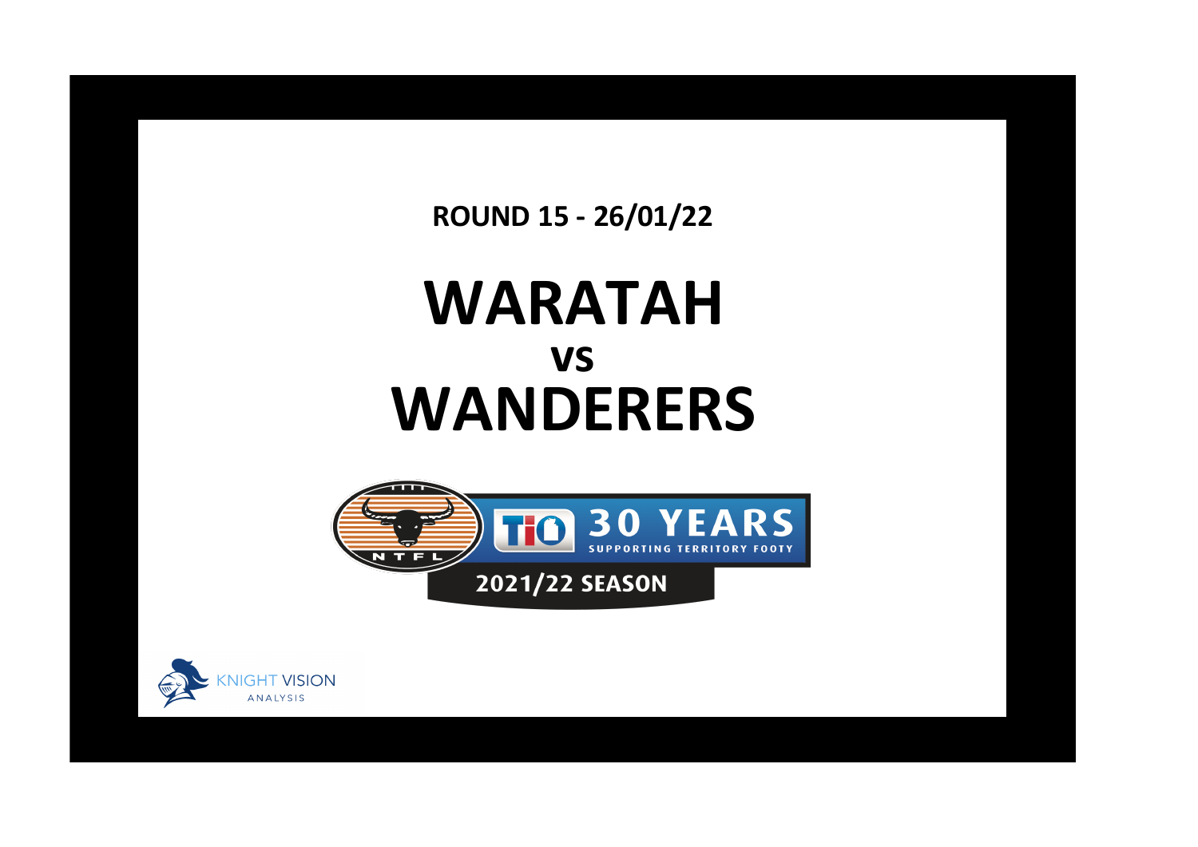**ROUND 15 - 26/01/22**

# WARATAH
## vs
# WANDERERS

NTFL

TIO 30 YEARS SUPPORTING TERRITORY FOOTY

2021/22 SEASON

KNIGHT VISION ANALYSIS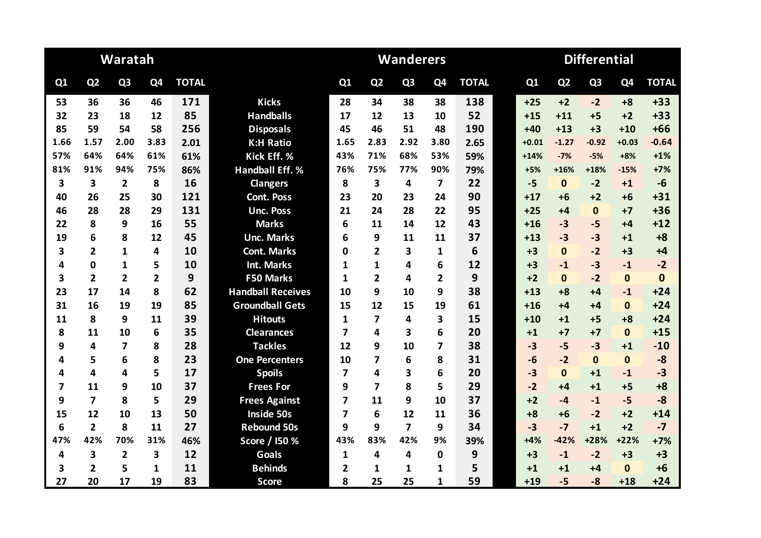| Waratah | | | | | | Wanderers | | | | | Differential | | | | |
|---|---|---|---|---|---|---|---|---|---|---|---|---|---|---|---|
| Q1 | Q2 | Q3 | Q4 | TOTAL | | Q1 | Q2 | Q3 | Q4 | TOTAL | Q1 | Q2 | Q3 | Q4 | TOTAL |
| 53 | 36 | 36 | 46 | 171 | Kicks | 28 | 34 | 38 | 38 | 138 | +25 | +2 | -2 | +8 | +33 |
| 32 | 23 | 18 | 12 | 85 | Handballs | 17 | 12 | 13 | 10 | 52 | +15 | +11 | +5 | +2 | +33 |
| 85 | 59 | 54 | 58 | 256 | Disposals | 45 | 46 | 51 | 48 | 190 | +40 | +13 | +3 | +10 | +66 |
| 1.66 | 1.57 | 2.00 | 3.83 | 2.01 | K:H Ratio | 1.65 | 2.83 | 2.92 | 3.80 | 2.65 | +0.01 | -1.27 | -0.92 | +0.03 | -0.64 |
| 57% | 64% | 64% | 61% | 61% | Kick Eff. % | 43% | 71% | 68% | 53% | 59% | +14% | -7% | -5% | +8% | +1% |
| 81% | 91% | 94% | 75% | 86% | Handball Eff. % | 76% | 75% | 77% | 90% | 79% | +5% | +16% | +18% | -15% | +7% |
| 3 | 3 | 2 | 8 | 16 | Clangers | 8 | 3 | 4 | 7 | 22 | -5 | 0 | -2 | +1 | -6 |
| 40 | 26 | 25 | 30 | 121 | Cont. Poss | 23 | 20 | 23 | 24 | 90 | +17 | +6 | +2 | +6 | +31 |
| 46 | 28 | 28 | 29 | 131 | Unc. Poss | 21 | 24 | 28 | 22 | 95 | +25 | +4 | 0 | +7 | +36 |
| 22 | 8 | 9 | 16 | 55 | Marks | 6 | 11 | 14 | 12 | 43 | +16 | -3 | -5 | +4 | +12 |
| 19 | 6 | 8 | 12 | 45 | Unc. Marks | 6 | 9 | 11 | 11 | 37 | +13 | -3 | -3 | +1 | +8 |
| 3 | 2 | 1 | 4 | 10 | Cont. Marks | 0 | 2 | 3 | 1 | 6 | +3 | 0 | -2 | +3 | +4 |
| 4 | 0 | 1 | 5 | 10 | Int. Marks | 1 | 1 | 4 | 6 | 12 | +3 | -1 | -3 | -1 | -2 |
| 3 | 2 | 2 | 2 | 9 | F50 Marks | 1 | 2 | 4 | 2 | 9 | +2 | 0 | -2 | 0 | 0 |
| 23 | 17 | 14 | 8 | 62 | Handball Receives | 10 | 9 | 10 | 9 | 38 | +13 | +8 | +4 | -1 | +24 |
| 31 | 16 | 19 | 19 | 85 | Groundball Gets | 15 | 12 | 15 | 19 | 61 | +16 | +4 | +4 | 0 | +24 |
| 11 | 8 | 9 | 11 | 39 | Hitouts | 1 | 7 | 4 | 3 | 15 | +10 | +1 | +5 | +8 | +24 |
| 8 | 11 | 10 | 6 | 35 | Clearances | 7 | 4 | 3 | 6 | 20 | +1 | +7 | +7 | 0 | +15 |
| 9 | 4 | 7 | 8 | 28 | Tackles | 12 | 9 | 10 | 7 | 38 | -3 | -5 | -3 | +1 | -10 |
| 4 | 5 | 6 | 8 | 23 | One Percenters | 10 | 7 | 6 | 8 | 31 | -6 | -2 | 0 | 0 | -8 |
| 4 | 4 | 4 | 5 | 17 | Spoils | 7 | 4 | 3 | 6 | 20 | -3 | 0 | +1 | -1 | -3 |
| 7 | 11 | 9 | 10 | 37 | Frees For | 9 | 7 | 8 | 5 | 29 | -2 | +4 | +1 | +5 | +8 |
| 9 | 7 | 8 | 5 | 29 | Frees Against | 7 | 11 | 9 | 10 | 37 | +2 | -4 | -1 | -5 | -8 |
| 15 | 12 | 10 | 13 | 50 | Inside 50s | 7 | 6 | 12 | 11 | 36 | +8 | +6 | -2 | +2 | +14 |
| 6 | 2 | 8 | 11 | 27 | Rebound 50s | 9 | 9 | 7 | 9 | 34 | -3 | -7 | +1 | +2 | -7 |
| 47% | 42% | 70% | 31% | 46% | Score / I50 % | 43% | 83% | 42% | 9% | 39% | +4% | -42% | +28% | +22% | +7% |
| 4 | 3 | 2 | 3 | 12 | Goals | 1 | 4 | 4 | 0 | 9 | +3 | -1 | -2 | +3 | +3 |
| 3 | 2 | 5 | 1 | 11 | Behinds | 2 | 1 | 1 | 1 | 5 | +1 | +1 | +4 | 0 | +6 |
| 27 | 20 | 17 | 19 | 83 | Score | 8 | 25 | 25 | 1 | 59 | +19 | -5 | -8 | +18 | +24 |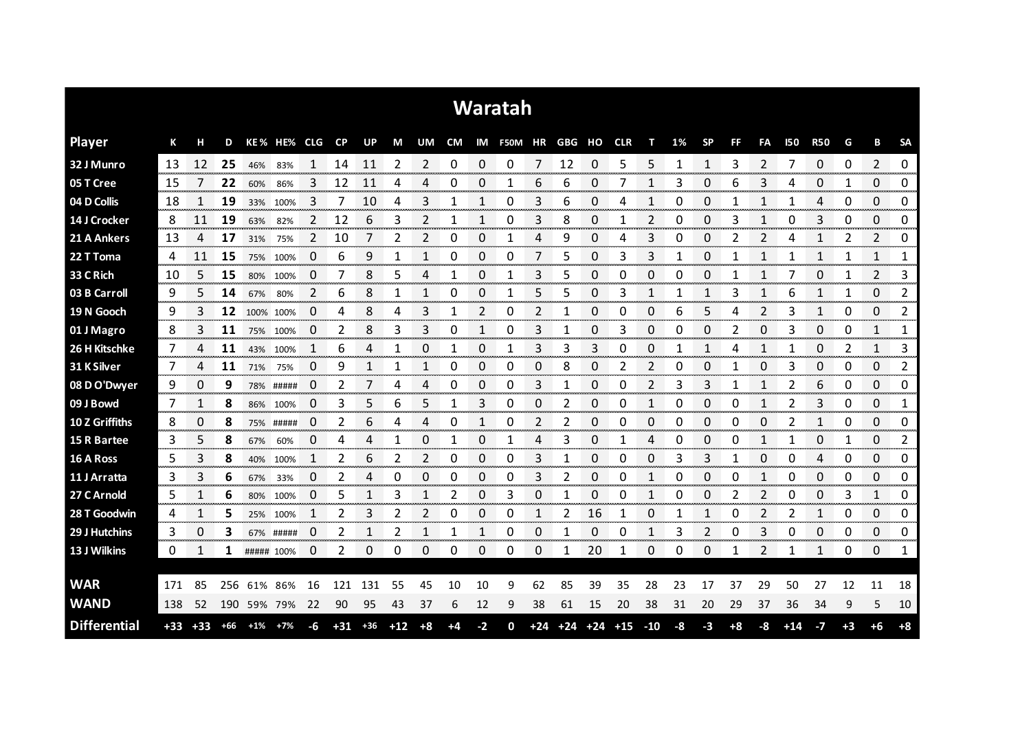# Waratah

| Player | K | H | D | KE% | HE% | CLG | CP | UP | M | UM | CM | IM | F50M | HR | GBG | HO | CLR | T | 1% | SP | FF | FA | I50 | R50 | G | B | SA |
|---|---|---|---|---|---|---|---|---|---|---|---|---|---|---|---|---|---|---|---|---|---|---|---|---|---|---|---|
| 32 J Munro | 13 | 12 | **25** | 46% | 83% | 1 | 14 | 11 | 2 | 2 | 0 | 0 | 0 | 7 | 12 | 0 | 5 | 5 | 1 | 1 | 3 | 2 | 7 | 0 | 0 | 2 | 0 |
| 05 T Cree | 15 | 7 | **22** | 60% | 86% | 3 | 12 | 11 | 4 | 4 | 0 | 0 | 1 | 6 | 6 | 0 | 7 | 1 | 3 | 0 | 6 | 3 | 4 | 0 | 1 | 0 | 0 |
| 04 D Collis | 18 | 1 | **19** | 33% | 100% | 3 | 7 | 10 | 4 | 3 | 1 | 1 | 0 | 3 | 6 | 0 | 4 | 1 | 0 | 0 | 1 | 1 | 1 | 4 | 0 | 0 | 0 |
| 14 J Crocker | 8 | 11 | **19** | 63% | 82% | 2 | 12 | 6 | 3 | 2 | 1 | 1 | 0 | 3 | 8 | 0 | 1 | 2 | 0 | 0 | 3 | 1 | 0 | 3 | 0 | 0 | 0 |
| 21 A Ankers | 13 | 4 | **17** | 31% | 75% | 2 | 10 | 7 | 2 | 2 | 0 | 0 | 1 | 4 | 9 | 0 | 4 | 3 | 0 | 0 | 2 | 2 | 4 | 1 | 2 | 2 | 0 |
| 22 T Toma | 4 | 11 | **15** | 75% | 100% | 0 | 6 | 9 | 1 | 1 | 0 | 0 | 0 | 7 | 5 | 0 | 3 | 3 | 1 | 0 | 1 | 1 | 1 | 1 | 1 | 1 | 1 |
| 33 C Rich | 10 | 5 | **15** | 80% | 100% | 0 | 7 | 8 | 5 | 4 | 1 | 0 | 1 | 3 | 5 | 0 | 0 | 0 | 0 | 0 | 1 | 1 | 7 | 0 | 1 | 2 | 3 |
| 03 B Carroll | 9 | 5 | **14** | 67% | 80% | 2 | 6 | 8 | 1 | 1 | 0 | 0 | 1 | 5 | 5 | 0 | 3 | 1 | 1 | 1 | 3 | 1 | 6 | 1 | 1 | 0 | 2 |
| 19 N Gooch | 9 | 3 | **12** | 100% | 100% | 0 | 4 | 8 | 4 | 3 | 1 | 2 | 0 | 2 | 1 | 0 | 0 | 0 | 6 | 5 | 4 | 2 | 3 | 1 | 0 | 0 | 2 |
| 01 J Magro | 8 | 3 | **11** | 75% | 100% | 0 | 2 | 8 | 3 | 3 | 0 | 1 | 0 | 3 | 1 | 0 | 3 | 0 | 0 | 0 | 2 | 0 | 3 | 0 | 0 | 1 | 1 |
| 26 H Kitschke | 7 | 4 | **11** | 43% | 100% | 1 | 6 | 4 | 1 | 0 | 1 | 0 | 1 | 3 | 3 | 3 | 0 | 0 | 1 | 1 | 4 | 1 | 1 | 0 | 2 | 1 | 3 |
| 31 K Silver | 7 | 4 | **11** | 71% | 75% | 0 | 9 | 1 | 1 | 1 | 0 | 0 | 0 | 0 | 8 | 0 | 2 | 2 | 0 | 0 | 1 | 0 | 3 | 0 | 0 | 0 | 2 |
| 08 D O'Dwyer | 9 | 0 | **9** | 78% | ##### | 0 | 2 | 7 | 4 | 4 | 0 | 0 | 0 | 3 | 1 | 0 | 0 | 2 | 3 | 3 | 1 | 1 | 2 | 6 | 0 | 0 | 0 |
| 09 J Bowd | 7 | 1 | **8** | 86% | 100% | 0 | 3 | 5 | 6 | 5 | 1 | 3 | 0 | 0 | 2 | 0 | 0 | 1 | 0 | 0 | 0 | 1 | 2 | 3 | 0 | 0 | 1 |
| 10 Z Griffiths | 8 | 0 | **8** | 75% | ##### | 0 | 2 | 6 | 4 | 4 | 0 | 1 | 0 | 2 | 2 | 0 | 0 | 0 | 0 | 0 | 0 | 0 | 2 | 1 | 0 | 0 | 0 |
| 15 R Bartee | 3 | 5 | **8** | 67% | 60% | 0 | 4 | 4 | 1 | 0 | 1 | 0 | 1 | 4 | 3 | 0 | 1 | 4 | 0 | 0 | 0 | 1 | 1 | 0 | 1 | 0 | 2 |
| 16 A Ross | 5 | 3 | **8** | 40% | 100% | 1 | 2 | 6 | 2 | 2 | 0 | 0 | 0 | 3 | 1 | 0 | 0 | 0 | 3 | 3 | 1 | 0 | 0 | 4 | 0 | 0 | 0 |
| 11 J Arratta | 3 | 3 | **6** | 67% | 33% | 0 | 2 | 4 | 0 | 0 | 0 | 0 | 0 | 3 | 2 | 0 | 0 | 1 | 0 | 0 | 0 | 1 | 0 | 0 | 0 | 0 | 0 |
| 27 C Arnold | 5 | 1 | **6** | 80% | 100% | 0 | 5 | 1 | 3 | 1 | 2 | 0 | 3 | 0 | 1 | 0 | 0 | 1 | 0 | 0 | 2 | 2 | 0 | 0 | 3 | 1 | 0 |
| 28 T Goodwin | 4 | 1 | **5** | 25% | 100% | 1 | 2 | 3 | 2 | 2 | 0 | 0 | 0 | 1 | 2 | 16 | 1 | 0 | 1 | 1 | 0 | 2 | 2 | 1 | 0 | 0 | 0 |
| 29 J Hutchins | 3 | 0 | **3** | 67% | ##### | 0 | 2 | 1 | 2 | 1 | 1 | 1 | 0 | 0 | 1 | 0 | 0 | 1 | 3 | 2 | 0 | 3 | 0 | 0 | 0 | 0 | 0 |
| 13 J Wilkins | 0 | 1 | **1** | ##### | 100% | 0 | 2 | 0 | 0 | 0 | 0 | 0 | 0 | 0 | 1 | 20 | 1 | 0 | 0 | 0 | 1 | 2 | 1 | 1 | 0 | 0 | 1 |
| **WAR** | 171 | 85 | 256 | 61% | 86% | 16 | 121 | 131 | 55 | 45 | 10 | 10 | 9 | 62 | 85 | 39 | 35 | 28 | 23 | 17 | 37 | 29 | 50 | 27 | 12 | 11 | 18 |
| **WAND** | 138 | 52 | 190 | 59% | 79% | 22 | 90 | 95 | 43 | 37 | 6 | 12 | 9 | 38 | 61 | 15 | 20 | 38 | 31 | 20 | 29 | 37 | 36 | 34 | 9 | 5 | 10 |
| **Differential** | +33 | +33 | +66 | +1% | +7% | -6 | +31 | +36 | +12 | +8 | +4 | -2 | 0 | +24 | +24 | +24 | +15 | -10 | -8 | -3 | +8 | -8 | +14 | -7 | +3 | +6 | +8 |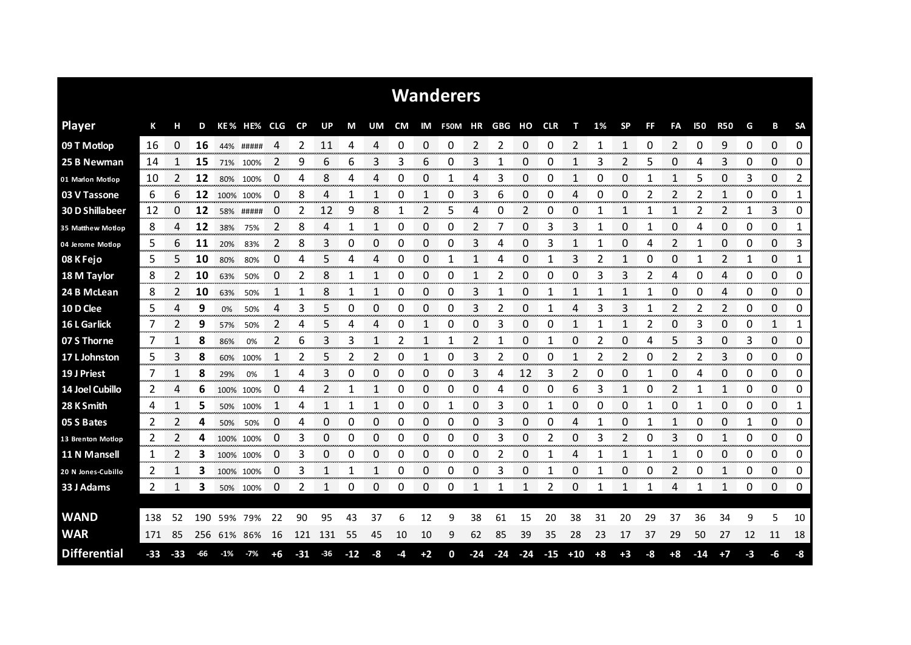# Wanderers

| Player | K | H | D | KE% | HE% | CLG | CP | UP | M | UM | CM | IM | F50M | HR | GBG | HO | CLR | T | 1% | SP | FF | FA | I50 | R50 | G | B | SA |
|---|---|---|---|---|---|---|---|---|---|---|---|---|---|---|---|---|---|---|---|---|---|---|---|---|---|---|---|
| 09 T Motlop | 16 | 0 | 16 | 44% | ##### | 4 | 2 | 11 | 4 | 4 | 0 | 0 | 0 | 2 | 2 | 0 | 0 | 2 | 1 | 1 | 0 | 2 | 0 | 9 | 0 | 0 | 0 |
| 25 B Newman | 14 | 1 | 15 | 71% | 100% | 2 | 9 | 6 | 6 | 3 | 3 | 6 | 0 | 3 | 1 | 0 | 0 | 1 | 3 | 2 | 5 | 0 | 4 | 3 | 0 | 0 | 0 |
| 01 Marlon Motlop | 10 | 2 | 12 | 80% | 100% | 0 | 4 | 8 | 4 | 4 | 0 | 0 | 1 | 4 | 3 | 0 | 0 | 1 | 0 | 0 | 1 | 1 | 5 | 0 | 3 | 0 | 2 |
| 03 V Tassone | 6 | 6 | 12 | 100% | 100% | 0 | 8 | 4 | 1 | 1 | 0 | 1 | 0 | 3 | 6 | 0 | 0 | 4 | 0 | 0 | 2 | 2 | 2 | 1 | 0 | 0 | 1 |
| 30 D Shillabeer | 12 | 0 | 12 | 58% | ##### | 0 | 2 | 12 | 9 | 8 | 1 | 2 | 5 | 4 | 0 | 2 | 0 | 0 | 1 | 1 | 1 | 1 | 2 | 2 | 1 | 3 | 0 |
| 35 Matthew Motlop | 8 | 4 | 12 | 38% | 75% | 2 | 8 | 4 | 1 | 1 | 0 | 0 | 0 | 2 | 7 | 0 | 3 | 3 | 1 | 0 | 1 | 0 | 4 | 0 | 0 | 0 | 1 |
| 04 Jerome Motlop | 5 | 6 | 11 | 20% | 83% | 2 | 8 | 3 | 0 | 0 | 0 | 0 | 0 | 3 | 4 | 0 | 3 | 1 | 1 | 0 | 4 | 2 | 1 | 0 | 0 | 0 | 3 |
| 08 K Fejo | 5 | 5 | 10 | 80% | 80% | 0 | 4 | 5 | 4 | 4 | 0 | 0 | 1 | 1 | 4 | 0 | 1 | 3 | 2 | 1 | 0 | 0 | 1 | 2 | 1 | 0 | 1 |
| 18 M Taylor | 8 | 2 | 10 | 63% | 50% | 0 | 2 | 8 | 1 | 1 | 0 | 0 | 0 | 1 | 2 | 0 | 0 | 0 | 3 | 3 | 2 | 4 | 0 | 4 | 0 | 0 | 0 |
| 24 B McLean | 8 | 2 | 10 | 63% | 50% | 1 | 1 | 8 | 1 | 1 | 0 | 0 | 0 | 3 | 1 | 0 | 1 | 1 | 1 | 1 | 1 | 0 | 0 | 4 | 0 | 0 | 0 |
| 10 D Clee | 5 | 4 | 9 | 0% | 50% | 4 | 3 | 5 | 0 | 0 | 0 | 0 | 0 | 3 | 2 | 0 | 1 | 4 | 3 | 3 | 1 | 2 | 2 | 2 | 0 | 0 | 0 |
| 16 L Garlick | 7 | 2 | 9 | 57% | 50% | 2 | 4 | 5 | 4 | 4 | 0 | 1 | 0 | 0 | 3 | 0 | 0 | 1 | 1 | 1 | 2 | 0 | 3 | 0 | 0 | 1 | 1 |
| 07 S Thorne | 7 | 1 | 8 | 86% | 0% | 2 | 6 | 3 | 3 | 1 | 2 | 1 | 1 | 2 | 1 | 0 | 1 | 0 | 2 | 0 | 4 | 5 | 3 | 0 | 3 | 0 | 0 |
| 17 L Johnston | 5 | 3 | 8 | 60% | 100% | 1 | 2 | 5 | 2 | 2 | 0 | 1 | 0 | 3 | 2 | 0 | 0 | 1 | 2 | 2 | 0 | 2 | 2 | 3 | 0 | 0 | 0 |
| 19 J Priest | 7 | 1 | 8 | 29% | 0% | 1 | 4 | 3 | 0 | 0 | 0 | 0 | 0 | 3 | 4 | 12 | 3 | 2 | 0 | 0 | 1 | 0 | 4 | 0 | 0 | 0 | 0 |
| 14 Joel Cubillo | 2 | 4 | 6 | 100% | 100% | 0 | 4 | 2 | 1 | 1 | 0 | 0 | 0 | 0 | 4 | 0 | 0 | 6 | 3 | 1 | 0 | 2 | 1 | 1 | 0 | 0 | 0 |
| 28 K Smith | 4 | 1 | 5 | 50% | 100% | 1 | 4 | 1 | 1 | 1 | 0 | 0 | 1 | 0 | 3 | 0 | 1 | 0 | 0 | 0 | 1 | 0 | 1 | 0 | 0 | 0 | 1 |
| 05 S Bates | 2 | 2 | 4 | 50% | 50% | 0 | 4 | 0 | 0 | 0 | 0 | 0 | 0 | 0 | 3 | 0 | 0 | 4 | 1 | 0 | 1 | 1 | 0 | 0 | 1 | 0 | 0 |
| 13 Brenton Motlop | 2 | 2 | 4 | 100% | 100% | 0 | 3 | 0 | 0 | 0 | 0 | 0 | 0 | 0 | 3 | 0 | 2 | 0 | 3 | 2 | 0 | 3 | 0 | 1 | 0 | 0 | 0 |
| 11 N Mansell | 1 | 2 | 3 | 100% | 100% | 0 | 3 | 0 | 0 | 0 | 0 | 0 | 0 | 0 | 2 | 0 | 1 | 4 | 1 | 1 | 1 | 1 | 0 | 0 | 0 | 0 | 0 |
| 20 N Jones-Cubillo | 2 | 1 | 3 | 100% | 100% | 0 | 3 | 1 | 1 | 1 | 0 | 0 | 0 | 0 | 3 | 0 | 1 | 0 | 1 | 0 | 0 | 2 | 0 | 1 | 0 | 0 | 0 |
| 33 J Adams | 2 | 1 | 3 | 50% | 100% | 0 | 2 | 1 | 0 | 0 | 0 | 0 | 0 | 1 | 1 | 1 | 2 | 0 | 1 | 1 | 1 | 4 | 1 | 1 | 0 | 0 | 0 |
| | | | | | | | | | | | | | | | | | | | | | | | | | | | |
| **WAND** | 138 | 52 | 190 | 59% | 79% | 22 | 90 | 95 | 43 | 37 | 6 | 12 | 9 | 38 | 61 | 15 | 20 | 38 | 31 | 20 | 29 | 37 | 36 | 34 | 9 | 5 | 10 |
| **WAR** | 171 | 85 | 256 | 61% | 86% | 16 | 121 | 131 | 55 | 45 | 10 | 10 | 9 | 62 | 85 | 39 | 35 | 28 | 23 | 17 | 37 | 29 | 50 | 27 | 12 | 11 | 18 |
| **Differential** | -33 | -33 | -66 | -1% | -7% | +6 | -31 | -36 | -12 | -8 | -4 | +2 | 0 | -24 | -24 | -24 | -15 | +10 | +8 | +3 | -8 | +8 | -14 | +7 | -3 | -6 | -8 |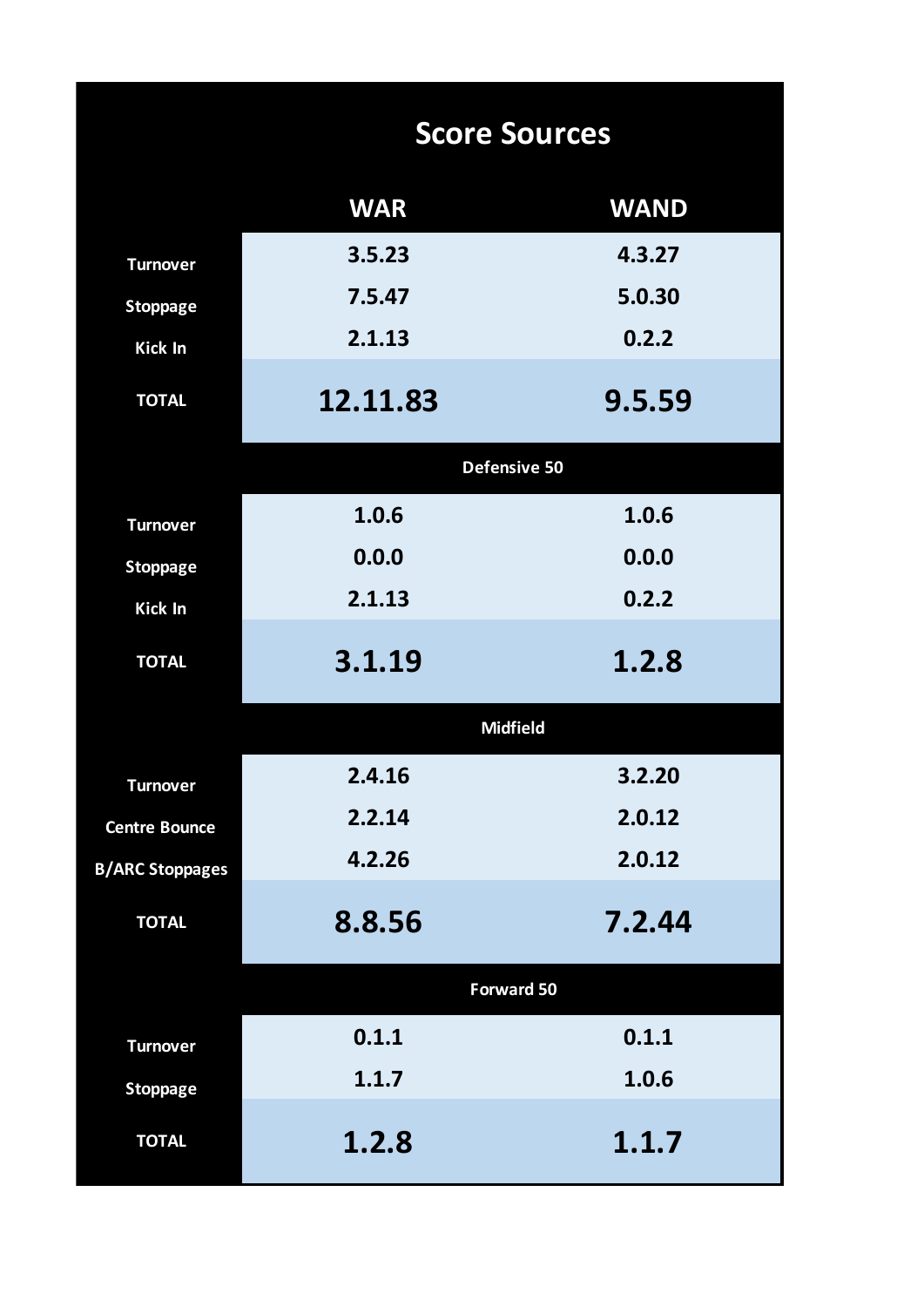# Score Sources

| | WAR | WAND |
|---|---|---|
| Turnover | 3.5.23 | 4.3.27 |
| Stoppage | 7.5.47 | 5.0.30 |
| Kick In | 2.1.13 | 0.2.2 |
| **TOTAL** | **12.11.83** | **9.5.59** |
| **Defensive 50** | | |
| Turnover | 1.0.6 | 1.0.6 |
| Stoppage | 0.0.0 | 0.0.0 |
| Kick In | 2.1.13 | 0.2.2 |
| **TOTAL** | **3.1.19** | **1.2.8** |
| **Midfield** | | |
| Turnover | 2.4.16 | 3.2.20 |
| Centre Bounce | 2.2.14 | 2.0.12 |
| B/ARC Stoppages | 4.2.26 | 2.0.12 |
| **TOTAL** | **8.8.56** | **7.2.44** |
| **Forward 50** | | |
| Turnover | 0.1.1 | 0.1.1 |
| Stoppage | 1.1.7 | 1.0.6 |
| **TOTAL** | **1.2.8** | **1.1.7** |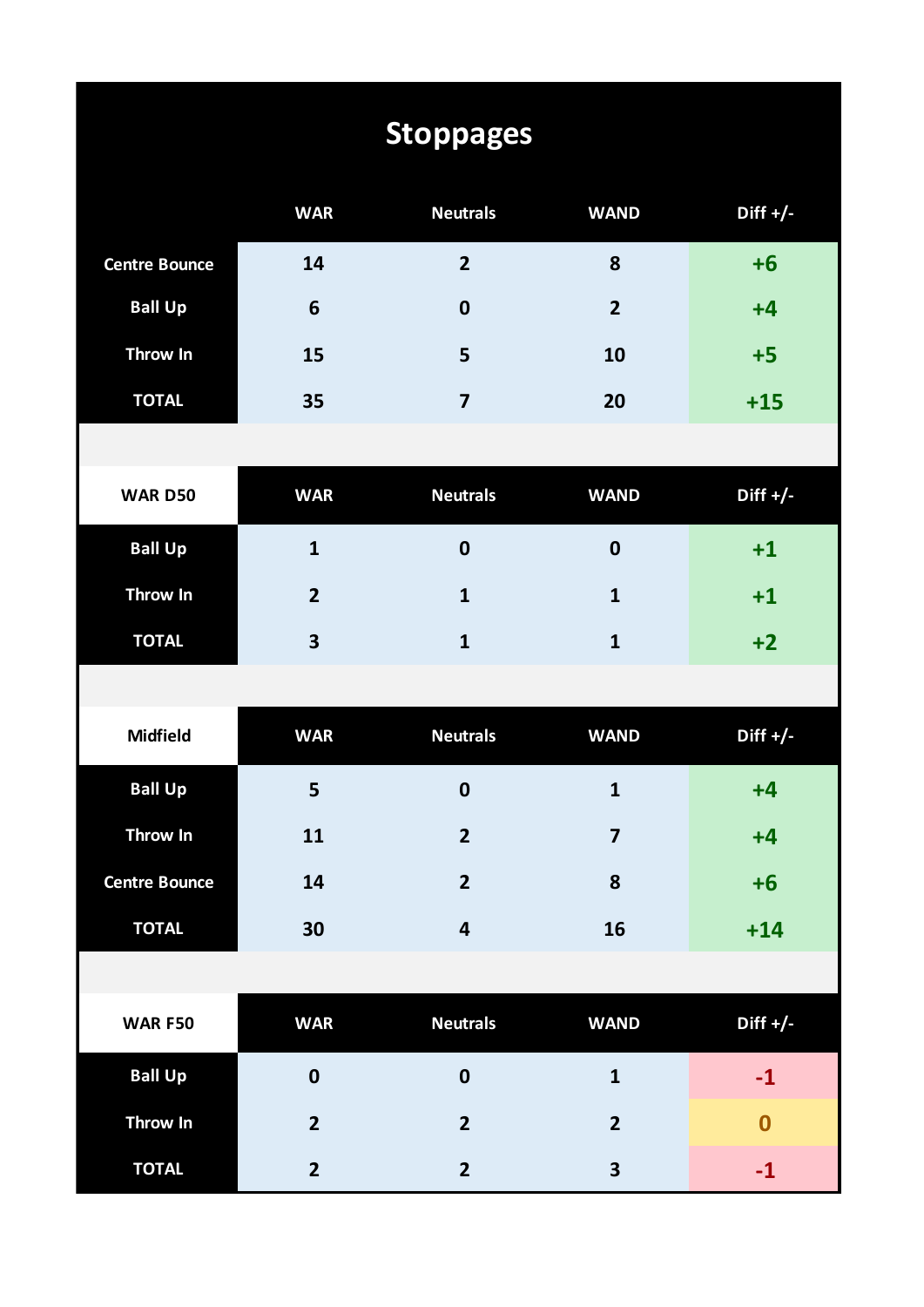# Stoppages

| | WAR | Neutrals | WAND | Diff +/- |
|---|---|---|---|---|
| Centre Bounce | 14 | 2 | 8 | +6 |
| Ball Up | 6 | 0 | 2 | +4 |
| Throw In | 15 | 5 | 10 | +5 |
| TOTAL | 35 | 7 | 20 | +15 |

| WAR D50 | WAR | Neutrals | WAND | Diff +/- |
|---|---|---|---|---|
| Ball Up | 1 | 0 | 0 | +1 |
| Throw In | 2 | 1 | 1 | +1 |
| TOTAL | 3 | 1 | 1 | +2 |

| Midfield | WAR | Neutrals | WAND | Diff +/- |
|---|---|---|---|---|
| Ball Up | 5 | 0 | 1 | +4 |
| Throw In | 11 | 2 | 7 | +4 |
| Centre Bounce | 14 | 2 | 8 | +6 |
| TOTAL | 30 | 4 | 16 | +14 |

| WAR F50 | WAR | Neutrals | WAND | Diff +/- |
|---|---|---|---|---|
| Ball Up | 0 | 0 | 1 | -1 |
| Throw In | 2 | 2 | 2 | 0 |
| TOTAL | 2 | 2 | 3 | -1 |